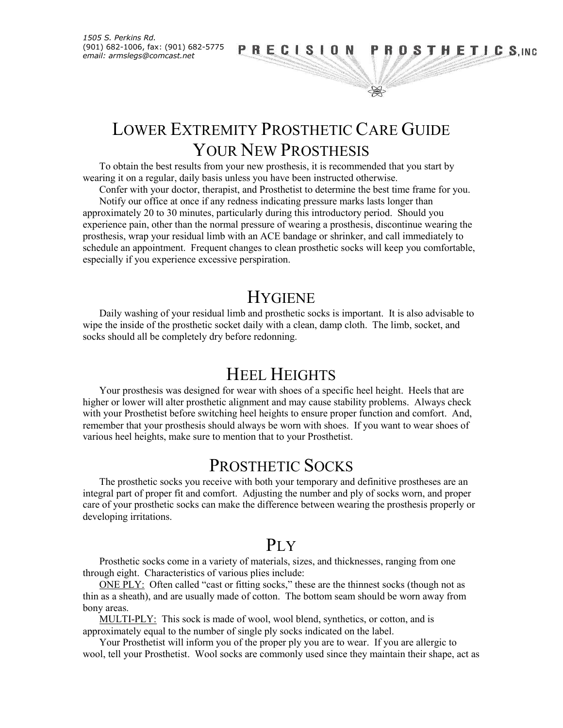*1505 S. Perkins Rd.*
*(901) 682-1006, fax: (901) 682-5775*
*email: armslegs@comcast.net*

PRECISION PROSTHETICS, INC

# LOWER EXTREMITY PROSTHETIC CARE GUIDE

## YOUR NEW PROSTHESIS

To obtain the best results from your new prosthesis, it is recommended that you start by wearing it on a regular, daily basis unless you have been instructed otherwise.

Confer with your doctor, therapist, and Prosthetist to determine the best time frame for you.

Notify our office at once if any redness indicating pressure marks lasts longer than approximately 20 to 30 minutes, particularly during this introductory period. Should you experience pain, other than the normal pressure of wearing a prosthesis, discontinue wearing the prosthesis, wrap your residual limb with an ACE bandage or shrinker, and call immediately to schedule an appointment. Frequent changes to clean prosthetic socks will keep you comfortable, especially if you experience excessive perspiration.

## HYGIENE

Daily washing of your residual limb and prosthetic socks is important. It is also advisable to wipe the inside of the prosthetic socket daily with a clean, damp cloth. The limb, socket, and socks should all be completely dry before redonning.

## HEEL HEIGHTS

Your prosthesis was designed for wear with shoes of a specific heel height. Heels that are higher or lower will alter prosthetic alignment and may cause stability problems. Always check with your Prosthetist before switching heel heights to ensure proper function and comfort. And, remember that your prosthesis should always be worn with shoes. If you want to wear shoes of various heel heights, make sure to mention that to your Prosthetist.

## PROSTHETIC SOCKS

The prosthetic socks you receive with both your temporary and definitive prostheses are an integral part of proper fit and comfort. Adjusting the number and ply of socks worn, and proper care of your prosthetic socks can make the difference between wearing the prosthesis properly or developing irritations.

## PLY

Prosthetic socks come in a variety of materials, sizes, and thicknesses, ranging from one through eight. Characteristics of various plies include:

<u>ONE PLY:</u> Often called "cast or fitting socks," these are the thinnest socks (though not as thin as a sheath), and are usually made of cotton. The bottom seam should be worn away from bony areas.

<u>MULTI-PLY:</u> This sock is made of wool, wool blend, synthetics, or cotton, and is approximately equal to the number of single ply socks indicated on the label.

Your Prosthetist will inform you of the proper ply you are to wear. If you are allergic to wool, tell your Prosthetist. Wool socks are commonly used since they maintain their shape, act as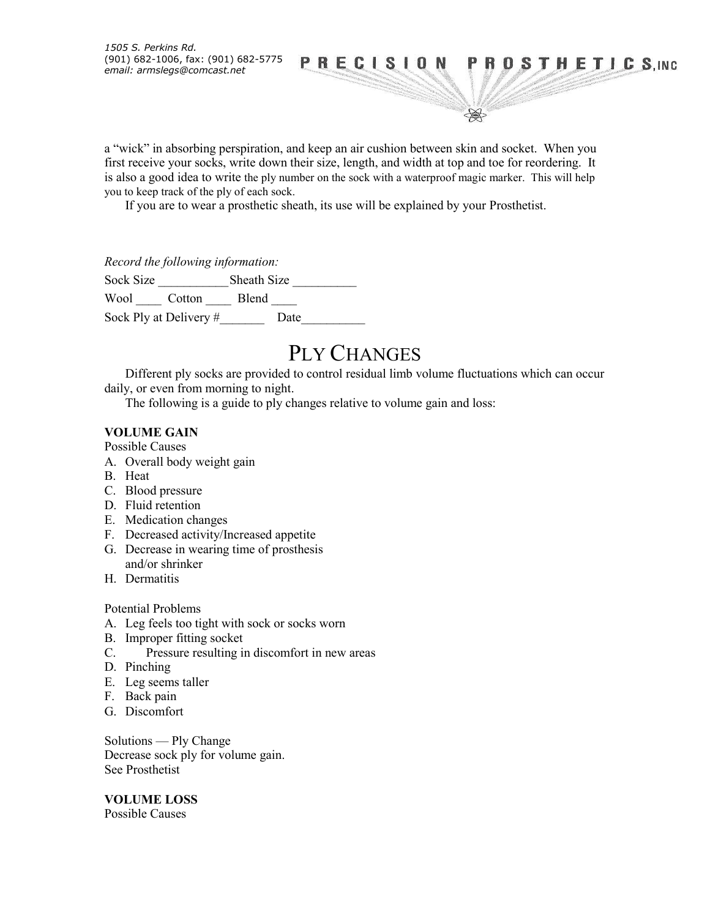a "wick" in absorbing perspiration, and keep an air cushion between skin and socket. When you first receive your socks, write down their size, length, and width at top and toe for reordering. It is also a good idea to write the ply number on the sock with a waterproof magic marker. This will help you to keep track of the ply of each sock.

If you are to wear a prosthetic sheath, its use will be explained by your Prosthetist.

*Record the following information:*

Sock Size ___________Sheath Size __________

Wool ____ Cotton ____ Blend ____

Sock Ply at Delivery #_______ Date__________

# PLY CHANGES

Different ply socks are provided to control residual limb volume fluctuations which can occur daily, or even from morning to night.

The following is a guide to ply changes relative to volume gain and loss:

**VOLUME GAIN**

Possible Causes

A. Overall body weight gain
B. Heat
C. Blood pressure
D. Fluid retention
E. Medication changes
F. Decreased activity/Increased appetite
G. Decrease in wearing time of prosthesis and/or shrinker
H. Dermatitis

Potential Problems

A. Leg feels too tight with sock or socks worn
B. Improper fitting socket
C. Pressure resulting in discomfort in new areas
D. Pinching
E. Leg seems taller
F. Back pain
G. Discomfort

Solutions — Ply Change
Decrease sock ply for volume gain.
See Prosthetist

**VOLUME LOSS**

Possible Causes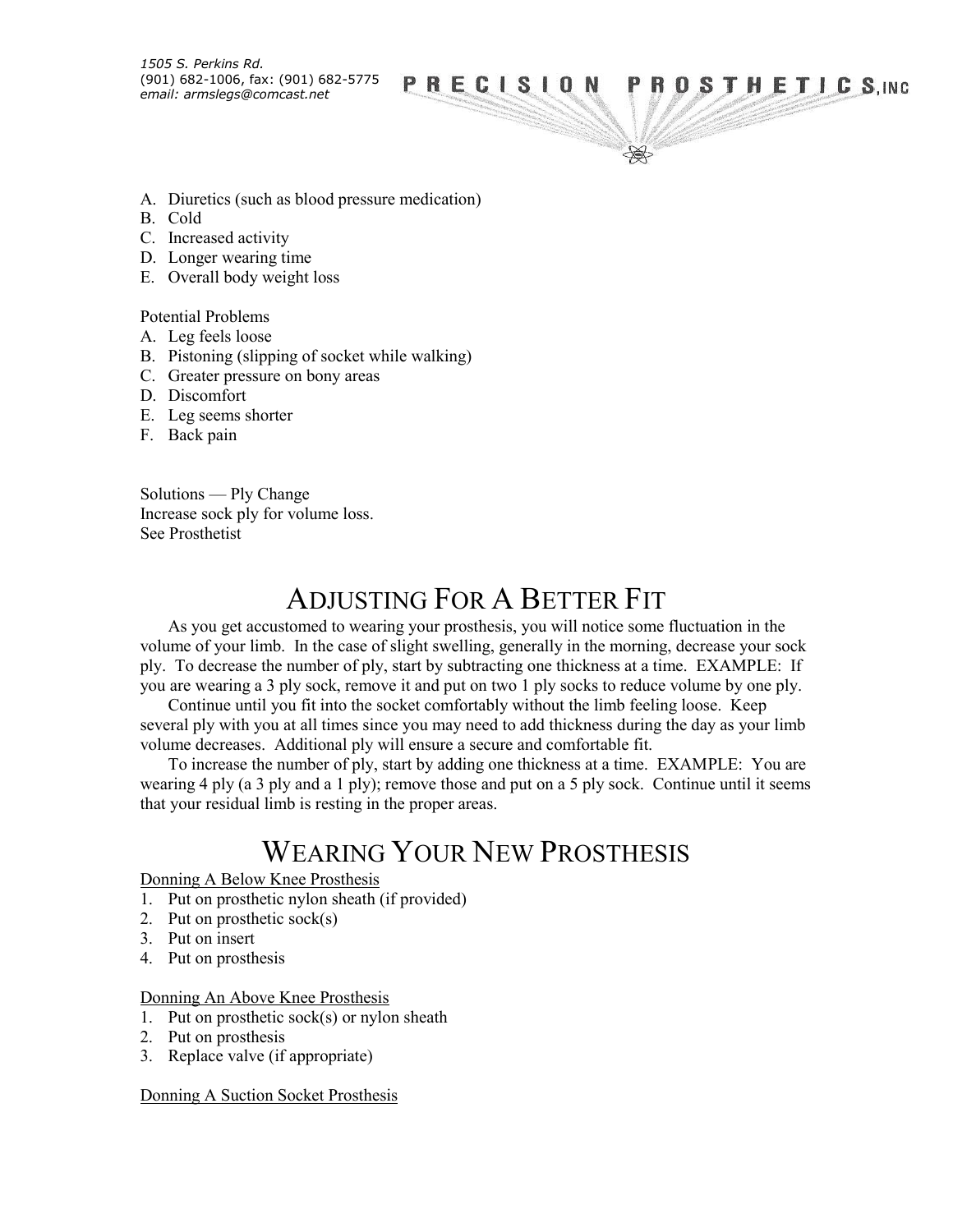A. Diuretics (such as blood pressure medication)
B. Cold
C. Increased activity
D. Longer wearing time
E. Overall body weight loss

Potential Problems

A. Leg feels loose
B. Pistoning (slipping of socket while walking)
C. Greater pressure on bony areas
D. Discomfort
E. Leg seems shorter
F. Back pain

Solutions — Ply Change
Increase sock ply for volume loss.
See Prosthetist

# ADJUSTING FOR A BETTER FIT

As you get accustomed to wearing your prosthesis, you will notice some fluctuation in the volume of your limb. In the case of slight swelling, generally in the morning, decrease your sock ply. To decrease the number of ply, start by subtracting one thickness at a time. EXAMPLE: If you are wearing a 3 ply sock, remove it and put on two 1 ply socks to reduce volume by one ply.

Continue until you fit into the socket comfortably without the limb feeling loose. Keep several ply with you at all times since you may need to add thickness during the day as your limb volume decreases. Additional ply will ensure a secure and comfortable fit.

To increase the number of ply, start by adding one thickness at a time. EXAMPLE: You are wearing 4 ply (a 3 ply and a 1 ply); remove those and put on a 5 ply sock. Continue until it seems that your residual limb is resting in the proper areas.

# WEARING YOUR NEW PROSTHESIS

Donning A Below Knee Prosthesis

1. Put on prosthetic nylon sheath (if provided)
2. Put on prosthetic sock(s)
3. Put on insert
4. Put on prosthesis

Donning An Above Knee Prosthesis

1. Put on prosthetic sock(s) or nylon sheath
2. Put on prosthesis
3. Replace valve (if appropriate)

Donning A Suction Socket Prosthesis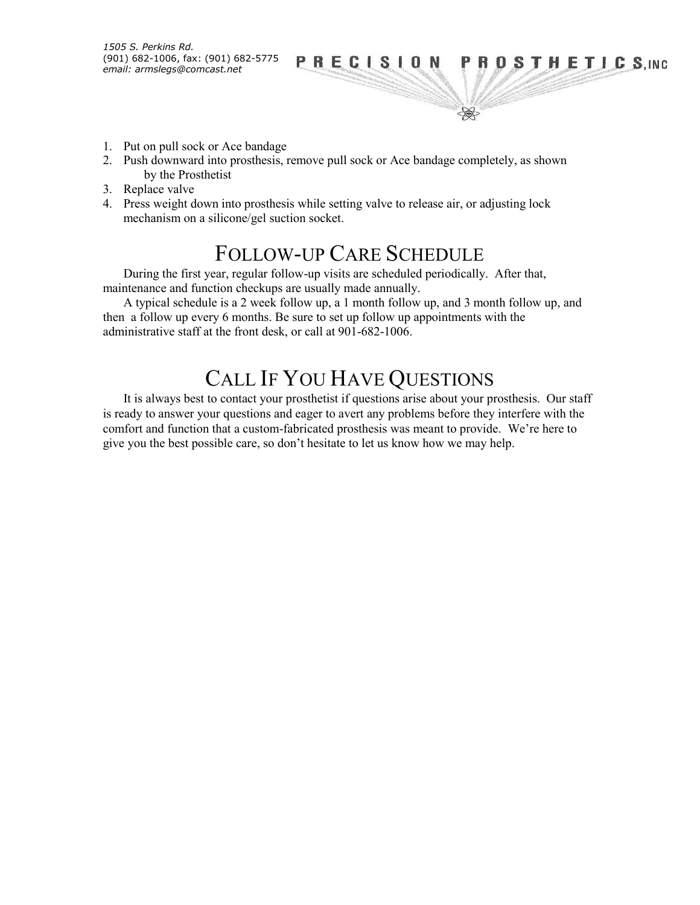1505 S. Perkins Rd.
(901) 682-1006, fax: (901) 682-5775
email: armslegs@comcast.net

PRECISION PROSTHETICS, INC

1. Put on pull sock or Ace bandage
2. Push downward into prosthesis, remove pull sock or Ace bandage completely, as shown by the Prosthetist
3. Replace valve
4. Press weight down into prosthesis while setting valve to release air, or adjusting lock mechanism on a silicone/gel suction socket.

# Follow-up Care Schedule

During the first year, regular follow-up visits are scheduled periodically. After that, maintenance and function checkups are usually made annually.

A typical schedule is a 2 week follow up, a 1 month follow up, and 3 month follow up, and then a follow up every 6 months. Be sure to set up follow up appointments with the administrative staff at the front desk, or call at 901-682-1006.

# Call If You Have Questions

It is always best to contact your prosthetist if questions arise about your prosthesis. Our staff is ready to answer your questions and eager to avert any problems before they interfere with the comfort and function that a custom-fabricated prosthesis was meant to provide. We're here to give you the best possible care, so don't hesitate to let us know how we may help.